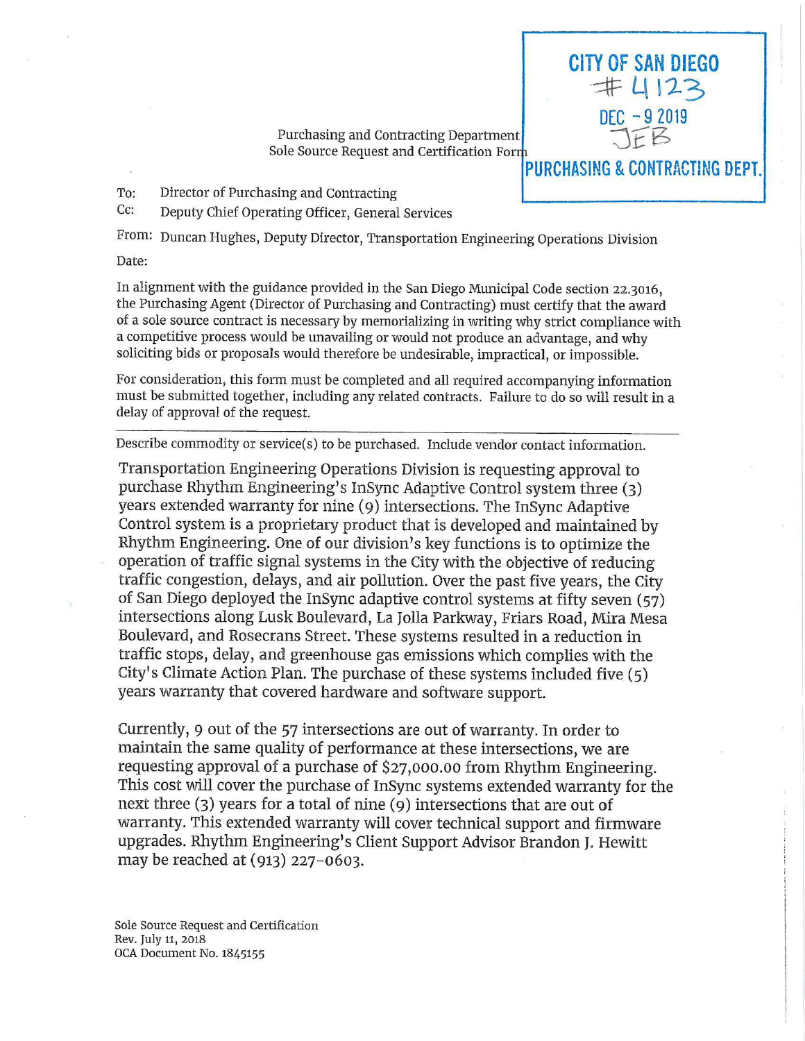CITY OF SAN DIEGO
#4123
DEC - 9 2019
JEB
PURCHASING & CONTRACTING DEPT.

Purchasing and Contracting Department
Sole Source Request and Certification Form

To: Director of Purchasing and Contracting
Cc: Deputy Chief Operating Officer, General Services

From: Duncan Hughes, Deputy Director, Transportation Engineering Operations Division

Date:

In alignment with the guidance provided in the San Diego Municipal Code section 22.3016, the Purchasing Agent (Director of Purchasing and Contracting) must certify that the award of a sole source contract is necessary by memorializing in writing why strict compliance with a competitive process would be unavailing or would not produce an advantage, and why soliciting bids or proposals would therefore be undesirable, impractical, or impossible.

For consideration, this form must be completed and all required accompanying information must be submitted together, including any related contracts. Failure to do so will result in a delay of approval of the request.

---

Describe commodity or service(s) to be purchased. Include vendor contact information.

Transportation Engineering Operations Division is requesting approval to purchase Rhythm Engineering's InSync Adaptive Control system three (3) years extended warranty for nine (9) intersections. The InSync Adaptive Control system is a proprietary product that is developed and maintained by Rhythm Engineering. One of our division's key functions is to optimize the operation of traffic signal systems in the City with the objective of reducing traffic congestion, delays, and air pollution. Over the past five years, the City of San Diego deployed the InSync adaptive control systems at fifty seven (57) intersections along Lusk Boulevard, La Jolla Parkway, Friars Road, Mira Mesa Boulevard, and Rosecrans Street. These systems resulted in a reduction in traffic stops, delay, and greenhouse gas emissions which complies with the City's Climate Action Plan. The purchase of these systems included five (5) years warranty that covered hardware and software support.

Currently, 9 out of the 57 intersections are out of warranty. In order to maintain the same quality of performance at these intersections, we are requesting approval of a purchase of $27,000.00 from Rhythm Engineering. This cost will cover the purchase of InSync systems extended warranty for the next three (3) years for a total of nine (9) intersections that are out of warranty. This extended warranty will cover technical support and firmware upgrades. Rhythm Engineering's Client Support Advisor Brandon J. Hewitt may be reached at (913) 227-0603.

Sole Source Request and Certification
Rev. July 11, 2018
OCA Document No. 1845155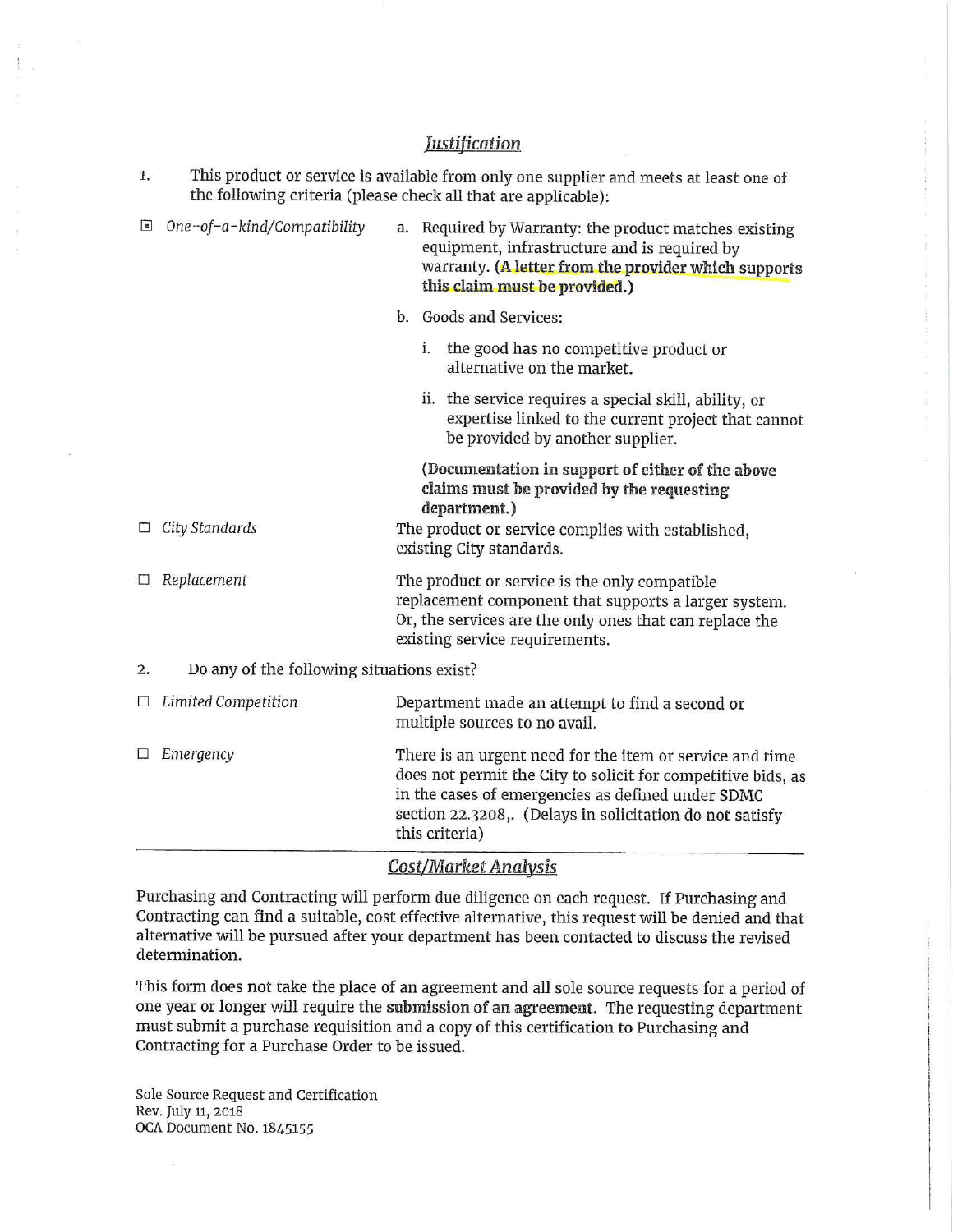## *Justification*

1. This product or service is available from only one supplier and meets at least one of the following criteria (please check all that are applicable):

☒ *One-of-a-kind/Compatibility*

a. Required by Warranty: the product matches existing equipment, infrastructure and is required by warranty. **(A letter from the provider which supports this claim must be provided.)**

b. Goods and Services:

   i. the good has no competitive product or alternative on the market.

   ii. the service requires a special skill, ability, or expertise linked to the current project that cannot be provided by another supplier.

   **(Documentation in support of either of the above claims must be provided by the requesting department.)**

☐ *City Standards* — The product or service complies with established, existing City standards.

☐ *Replacement* — The product or service is the only compatible replacement component that supports a larger system. Or, the services are the only ones that can replace the existing service requirements.

2. Do any of the following situations exist?

☐ *Limited Competition* — Department made an attempt to find a second or multiple sources to no avail.

☐ *Emergency* — There is an urgent need for the item or service and time does not permit the City to solicit for competitive bids, as in the cases of emergencies as defined under SDMC section 22.3208,. (Delays in solicitation do not satisfy this criteria)

---

## *Cost/Market Analysis*

Purchasing and Contracting will perform due diligence on each request. If Purchasing and Contracting can find a suitable, cost effective alternative, this request will be denied and that alternative will be pursued after your department has been contacted to discuss the revised determination.

This form does not take the place of an agreement and all sole source requests for a period of one year or longer will require the **submission of an agreement**. The requesting department must submit a purchase requisition and a copy of this certification to Purchasing and Contracting for a Purchase Order to be issued.

Sole Source Request and Certification
Rev. July 11, 2018
OCA Document No. 1845155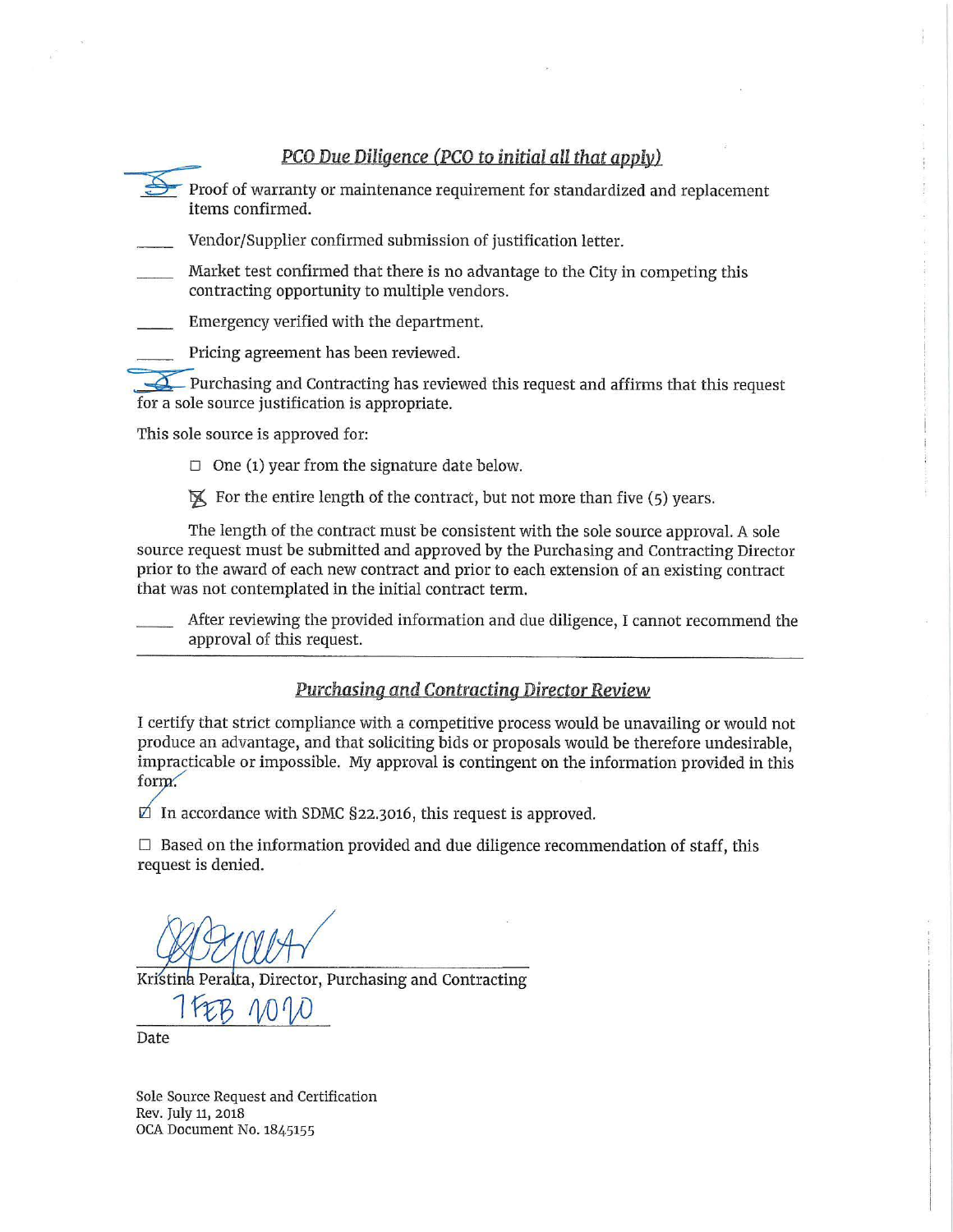## *PCO Due Diligence (PCO to initial all that apply)*

__S__ Proof of warranty or maintenance requirement for standardized and replacement items confirmed.

____ Vendor/Supplier confirmed submission of justification letter.

____ Market test confirmed that there is no advantage to the City in competing this contracting opportunity to multiple vendors.

____ Emergency verified with the department.

____ Pricing agreement has been reviewed.

__S__ Purchasing and Contracting has reviewed this request and affirms that this request for a sole source justification is appropriate.

This sole source is approved for:

- ☐ One (1) year from the signature date below.
- ☒ For the entire length of the contract, but not more than five (5) years.

The length of the contract must be consistent with the sole source approval. A sole source request must be submitted and approved by the Purchasing and Contracting Director prior to the award of each new contract and prior to each extension of an existing contract that was not contemplated in the initial contract term.

____ After reviewing the provided information and due diligence, I cannot recommend the approval of this request.

---

## *Purchasing and Contracting Director Review*

I certify that strict compliance with a competitive process would be unavailing or would not produce an advantage, and that soliciting bids or proposals would be therefore undesirable, impracticable or impossible. My approval is contingent on the information provided in this form.

☑ In accordance with SDMC §22.3016, this request is approved.

☐ Based on the information provided and due diligence recommendation of staff, this request is denied.

[Signature]
Kristina Peralta, Director, Purchasing and Contracting

7 FEB 2020
Date

Sole Source Request and Certification
Rev. July 11, 2018
OCA Document No. 1845155